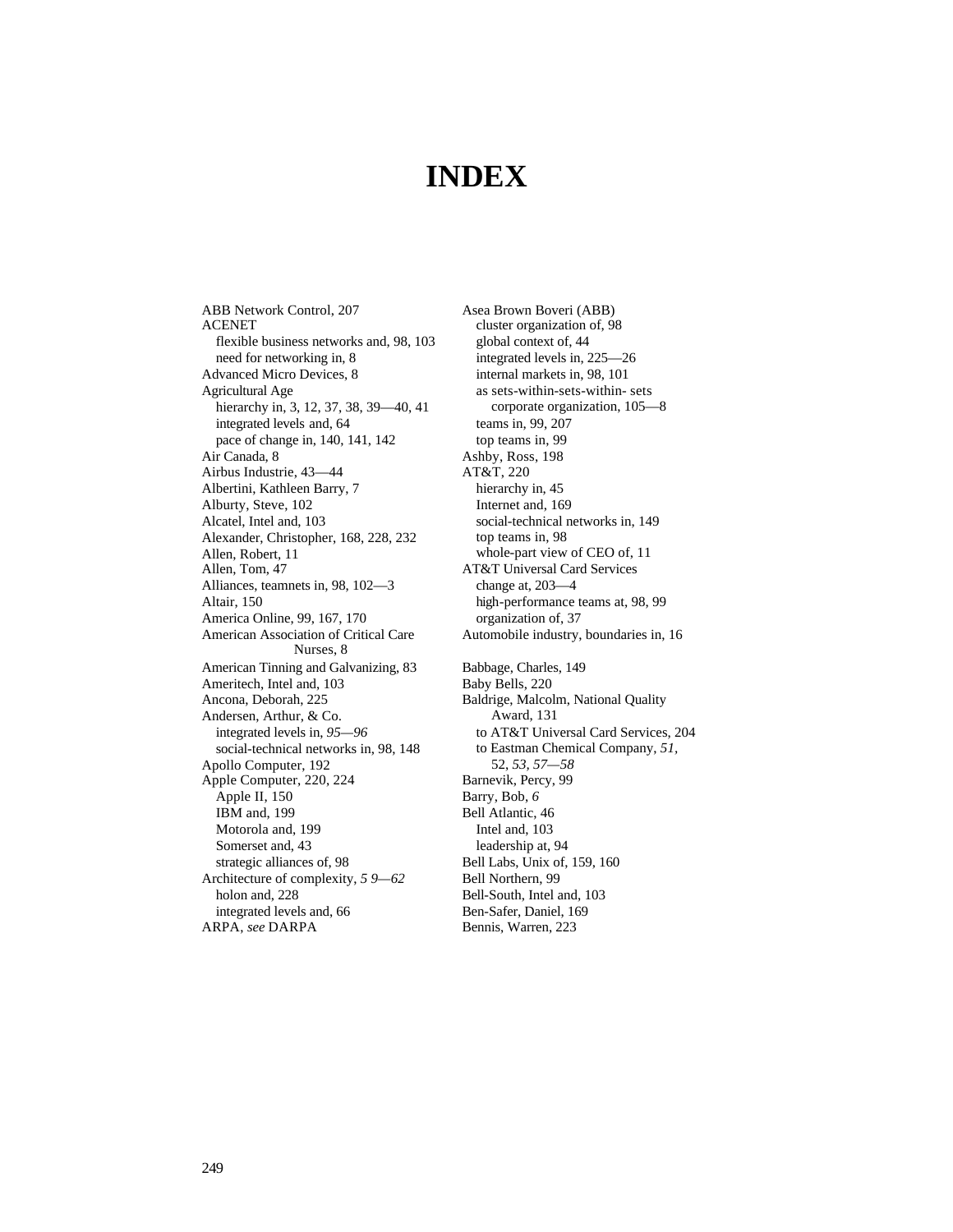# INDEX

ABB Network Control, 207
ACENET
  flexible business networks and, 98, 103
  need for networking in, 8
Advanced Micro Devices, 8
Agricultural Age
  hierarchy in, 3, 12, 37, 38, 39—40, 41
  integrated levels and, 64
  pace of change in, 140, 141, 142
Air Canada, 8
Airbus Industrie, 43—44
Albertini, Kathleen Barry, 7
Alburty, Steve, 102
Alcatel, Intel and, 103
Alexander, Christopher, 168, 228, 232
Allen, Robert, 11
Allen, Tom, 47
Alliances, teamnets in, 98, 102—3
Altair, 150
America Online, 99, 167, 170
American Association of Critical Care Nurses, 8
American Tinning and Galvanizing, 83
Ameritech, Intel and, 103
Ancona, Deborah, 225
Andersen, Arthur, & Co.
  integrated levels in, *95—96*
  social-technical networks in, 98, 148
Apollo Computer, 192
Apple Computer, 220, 224
  Apple II, 150
  IBM and, 199
  Motorola and, 199
  Somerset and, 43
  strategic alliances of, 98
Architecture of complexity, *5 9—62*
  holon and, 228
  integrated levels and, 66
ARPA, *see* DARPA

Asea Brown Boveri (ABB)
  cluster organization of, 98
  global context of, 44
  integrated levels in, 225—26
  internal markets in, 98, 101
  as sets-within-sets-within- sets corporate organization, 105—8
  teams in, 99, 207
  top teams in, 99
Ashby, Ross, 198
AT&T, 220
  hierarchy in, 45
  Internet and, 169
  social-technical networks in, 149
  top teams in, 98
  whole-part view of CEO of, 11
AT&T Universal Card Services
  change at, 203—4
  high-performance teams at, 98, 99
  organization of, 37
Automobile industry, boundaries in, 16

Babbage, Charles, 149
Baby Bells, 220
Baldrige, Malcolm, National Quality Award, 131
  to AT&T Universal Card Services, 204
  to Eastman Chemical Company, *51*, 52, *53, 57—58*
Barnevik, Percy, 99
Barry, Bob, *6*
Bell Atlantic, 46
  Intel and, 103
  leadership at, 94
Bell Labs, Unix of, 159, 160
Bell Northern, 99
Bell-South, Intel and, 103
Ben-Safer, Daniel, 169
Bennis, Warren, 223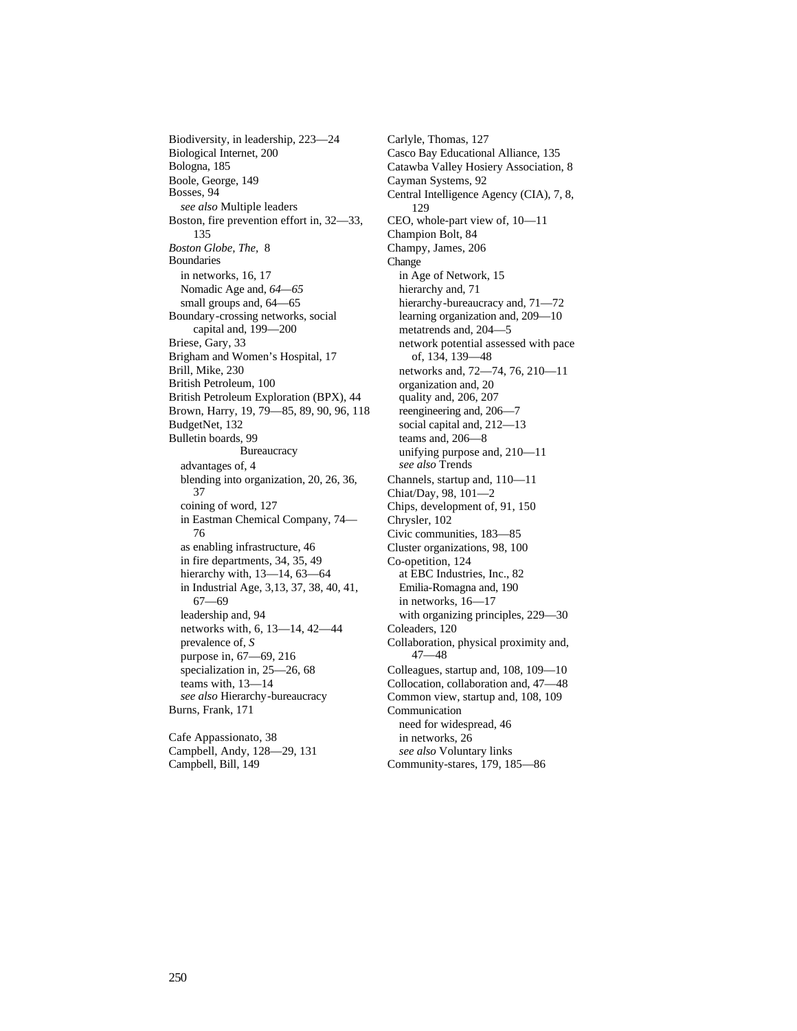Biodiversity, in leadership, 223—24
Biological Internet, 200
Bologna, 185
Boole, George, 149
Bosses, 94
  *see also* Multiple leaders
Boston, fire prevention effort in, 32—33, 135
*Boston Globe, The,* 8
Boundaries
  in networks, 16, 17
  Nomadic Age and, *64—65*
  small groups and, 64—65
Boundary-crossing networks, social capital and, 199—200
Briese, Gary, 33
Brigham and Women's Hospital, 17
Brill, Mike, 230
British Petroleum, 100
British Petroleum Exploration (BPX), 44
Brown, Harry, 19, 79—85, 89, 90, 96, 118
BudgetNet, 132
Bulletin boards, 99
Bureaucracy
  advantages of, 4
  blending into organization, 20, 26, 36, 37
  coining of word, 127
  in Eastman Chemical Company, 74—76
  as enabling infrastructure, 46
  in fire departments, 34, 35, 49
  hierarchy with, 13—14, 63—64
  in Industrial Age, 3,13, 37, 38, 40, 41, 67—69
  leadership and, 94
  networks with, 6, 13—14, 42—44
  prevalence of, *S*
  purpose in, 67—69, 216
  specialization in, 25—26, 68
  teams with, 13—14
  *see also* Hierarchy-bureaucracy
Burns, Frank, 171

Cafe Appassionato, 38
Campbell, Andy, 128—29, 131
Campbell, Bill, 149
Carlyle, Thomas, 127
Casco Bay Educational Alliance, 135
Catawba Valley Hosiery Association, 8
Cayman Systems, 92
Central Intelligence Agency (CIA), 7, 8, 129
CEO, whole-part view of, 10—11
Champion Bolt, 84
Champy, James, 206
Change
  in Age of Network, 15
  hierarchy and, 71
  hierarchy-bureaucracy and, 71—72
  learning organization and, 209—10
  metatrends and, 204—5
  network potential assessed with pace of, 134, 139—48
  networks and, 72—74, 76, 210—11
  organization and, 20
  quality and, 206, 207
  reengineering and, 206—7
  social capital and, 212—13
  teams and, 206—8
  unifying purpose and, 210—11
  *see also* Trends
Channels, startup and, 110—11
Chiat/Day, 98, 101—2
Chips, development of, 91, 150
Chrysler, 102
Civic communities, 183—85
Cluster organizations, 98, 100
Co-opetition, 124
  at EBC Industries, Inc., 82
  Emilia-Romagna and, 190
  in networks, 16—17
  with organizing principles, 229—30
Coleaders, 120
Collaboration, physical proximity and, 47—48
Colleagues, startup and, 108, 109—10
Collocation, collaboration and, 47—48
Common view, startup and, 108, 109
Communication
  need for widespread, 46
  in networks, 26
  *see also* Voluntary links
Community-stares, 179, 185—86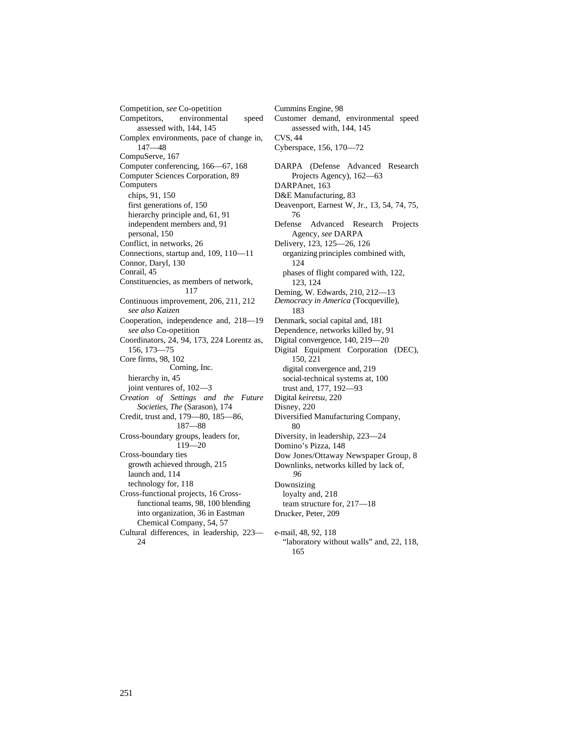Competition, *see* Co-opetition
Competitors, environmental speed assessed with, 144, 145
Complex environments, pace of change in, 147—48
CompuServe, 167
Computer conferencing, 166—67, 168
Computer Sciences Corporation, 89
Computers
  chips, 91, 150
  first generations of, 150
  hierarchy principle and, 61, 91
  independent members and, 91
  personal, 150
Conflict, in networks, 26
Connections, startup and, 109, 110—11
Connor, Daryl, 130
Conrail, 45
Constituencies, as members of network, 117
Continuous improvement, 206, 211, 212
  *see also Kaizen*
Cooperation, independence and, 218—19
  *see also* Co-opetition
Coordinators, 24, 94, 173, 224 Lorentz as, 156, 173—75
Core firms, 98, 102
Corning, Inc.
  hierarchy in, 45
  joint ventures of, 102—3
*Creation of Settings and the Future Societies, The* (Sarason), 174
Credit, trust and, 179—80, 185—86, 187—88
Cross-boundary groups, leaders for, 119—20
Cross-boundary ties
  growth achieved through, 215
  launch and, 114
  technology for, 118
Cross-functional projects, 16 Cross-functional teams, 98, 100 blending into organization, 36 in Eastman Chemical Company, 54, 57
Cultural differences, in leadership, 223—24

Cummins Engine, 98
Customer demand, environmental speed assessed with, 144, 145
CVS, 44
Cyberspace, 156, 170—72

DARPA (Defense Advanced Research Projects Agency), 162—63
DARPAnet, 163
D&E Manufacturing, 83
Deavenport, Earnest W, Jr., 13, 54, 74, 75, 76
Defense Advanced Research Projects Agency, *see* DARPA
Delivery, 123, 125—26, 126
  organizing principles combined with, 124
  phases of flight compared with, 122, 123, 124
Deming, W. Edwards, 210, 212—13
*Democracy in America* (Tocqueville), 183
Denmark, social capital and, 181
Dependence, networks killed by, 91
Digital convergence, 140, 219—20
Digital Equipment Corporation (DEC), 150, 221
  digital convergence and, 219
  social-technical systems at, 100
  trust and, 177, 192—93
Digital *keiretsu*, 220
Disney, 220
Diversified Manufacturing Company, 80
Diversity, in leadership, 223—24
Domino's Pizza, 148
Dow Jones/Ottaway Newspaper Group, 8
Downlinks, networks killed by lack of, *96*
Downsizing
  loyalty and, 218
  team structure for, 217—18
Drucker, Peter, 209

e-mail, 48, 92, 118
  "laboratory without walls" and, 22, 118, 165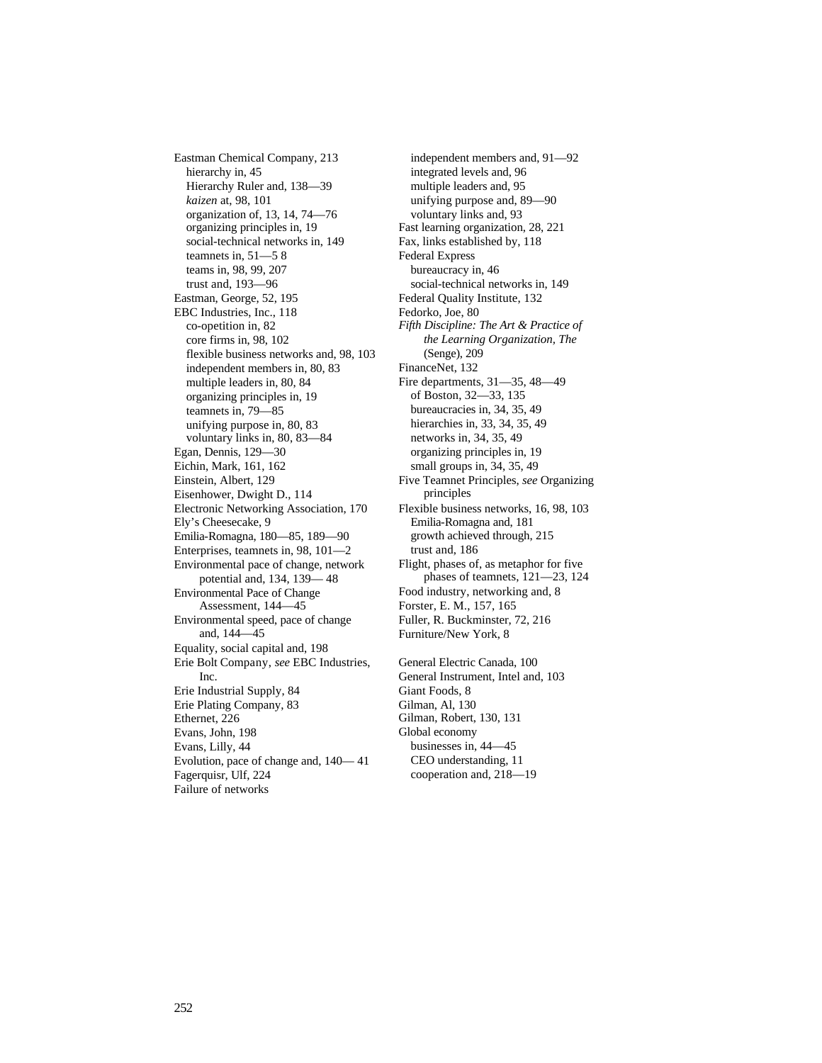Eastman Chemical Company, 213
  hierarchy in, 45
  Hierarchy Ruler and, 138—39
  *kaizen* at, 98, 101
  organization of, 13, 14, 74—76
  organizing principles in, 19
  social-technical networks in, 149
  teamnets in, 51—5 8
  teams in, 98, 99, 207
  trust and, 193—96
Eastman, George, 52, 195
EBC Industries, Inc., 118
  co-opetition in, 82
  core firms in, 98, 102
  flexible business networks and, 98, 103
  independent members in, 80, 83
  multiple leaders in, 80, 84
  organizing principles in, 19
  teamnets in, 79—85
  unifying purpose in, 80, 83
  voluntary links in, 80, 83—84
Egan, Dennis, 129—30
Eichin, Mark, 161, 162
Einstein, Albert, 129
Eisenhower, Dwight D., 114
Electronic Networking Association, 170
Ely's Cheesecake, 9
Emilia-Romagna, 180—85, 189—90
Enterprises, teamnets in, 98, 101—2
Environmental pace of change, network potential and, 134, 139— 48
Environmental Pace of Change Assessment, 144—45
Environmental speed, pace of change and, 144—45
Equality, social capital and, 198
Erie Bolt Company, *see* EBC Industries, Inc.
Erie Industrial Supply, 84
Erie Plating Company, 83
Ethernet, 226
Evans, John, 198
Evans, Lilly, 44
Evolution, pace of change and, 140— 41
Fagerquisr, Ulf, 224
Failure of networks
  independent members and, 91—92
  integrated levels and, 96
  multiple leaders and, 95
  unifying purpose and, 89—90
  voluntary links and, 93
Fast learning organization, 28, 221
Fax, links established by, 118
Federal Express
  bureaucracy in, 46
  social-technical networks in, 149
Federal Quality Institute, 132
Fedorko, Joe, 80
*Fifth Discipline: The Art & Practice of the Learning Organization, The* (Senge), 209
FinanceNet, 132
Fire departments, 31—35, 48—49
  of Boston, 32—33, 135
  bureaucracies in, 34, 35, 49
  hierarchies in, 33, 34, 35, 49
  networks in, 34, 35, 49
  organizing principles in, 19
  small groups in, 34, 35, 49
Five Teamnet Principles, *see* Organizing principles
Flexible business networks, 16, 98, 103
  Emilia-Romagna and, 181
  growth achieved through, 215
  trust and, 186
Flight, phases of, as metaphor for five phases of teamnets, 121—23, 124
Food industry, networking and, 8
Forster, E. M., 157, 165
Fuller, R. Buckminster, 72, 216
Furniture/New York, 8

General Electric Canada, 100
General Instrument, Intel and, 103
Giant Foods, 8
Gilman, Al, 130
Gilman, Robert, 130, 131
Global economy
  businesses in, 44—45
  CEO understanding, 11
  cooperation and, 218—19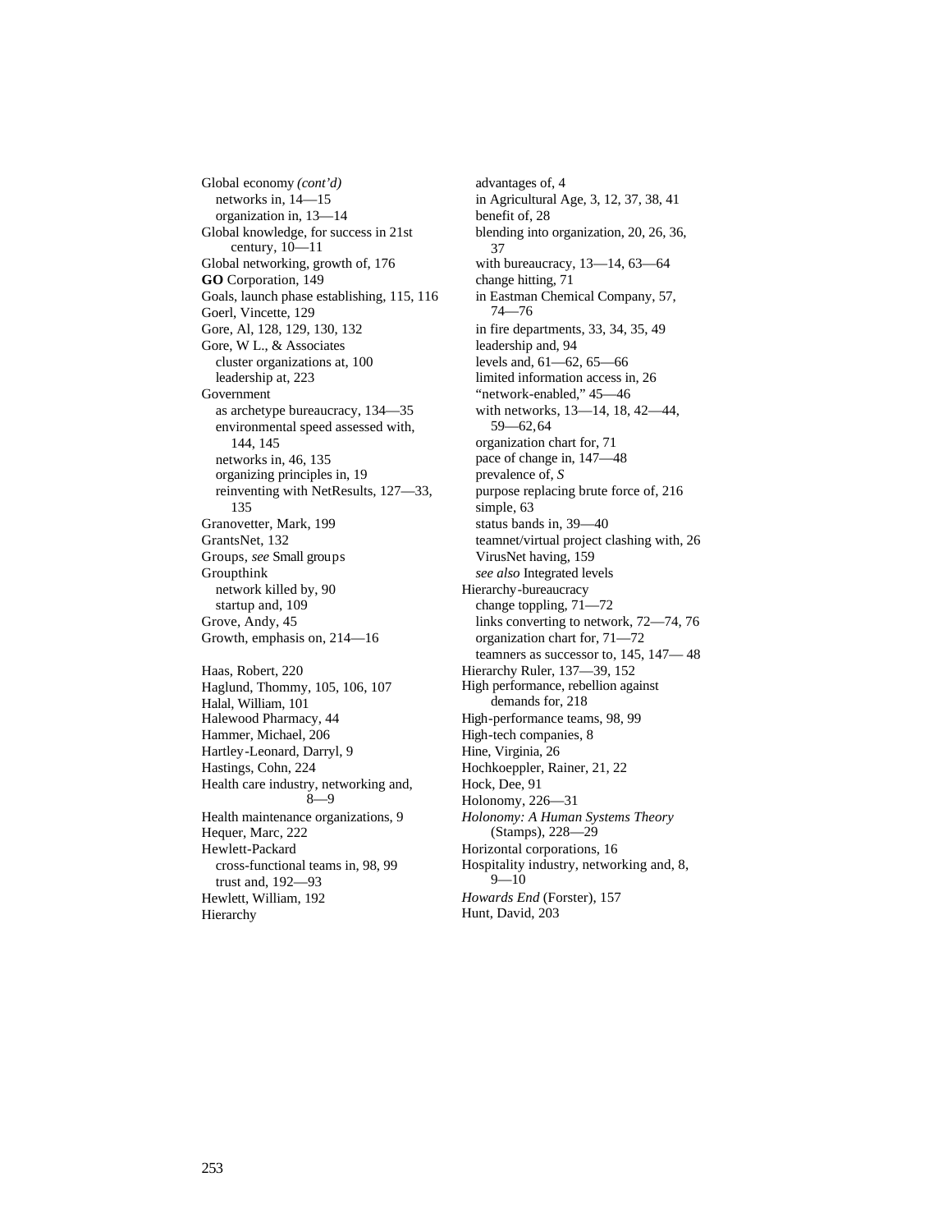Global economy *(cont'd)*
  networks in, 14—15
  organization in, 13—14
Global knowledge, for success in 21st century, 10—11
Global networking, growth of, 176
**GO** Corporation, 149
Goals, launch phase establishing, 115, 116
Goerl, Vincette, 129
Gore, Al, 128, 129, 130, 132
Gore, W L., & Associates
  cluster organizations at, 100
  leadership at, 223
Government
  as archetype bureaucracy, 134—35
  environmental speed assessed with, 144, 145
  networks in, 46, 135
  organizing principles in, 19
  reinventing with NetResults, 127—33, 135
Granovetter, Mark, 199
GrantsNet, 132
Groups, *see* Small groups
Groupthink
  network killed by, 90
  startup and, 109
Grove, Andy, 45
Growth, emphasis on, 214—16

Haas, Robert, 220
Haglund, Thommy, 105, 106, 107
Halal, William, 101
Halewood Pharmacy, 44
Hammer, Michael, 206
Hartley-Leonard, Darryl, 9
Hastings, Cohn, 224
Health care industry, networking and, 8—9
Health maintenance organizations, 9
Hequer, Marc, 222
Hewlett-Packard
  cross-functional teams in, 98, 99
  trust and, 192—93
Hewlett, William, 192
Hierarchy
  advantages of, 4
  in Agricultural Age, 3, 12, 37, 38, 41
  benefit of, 28
  blending into organization, 20, 26, 36, 37
  with bureaucracy, 13—14, 63—64
  change hitting, 71
  in Eastman Chemical Company, 57, 74—76
  in fire departments, 33, 34, 35, 49
  leadership and, 94
  levels and, 61—62, 65—66
  limited information access in, 26
  "network-enabled," 45—46
  with networks, 13—14, 18, 42—44, 59—62, 64
  organization chart for, 71
  pace of change in, 147—48
  prevalence of, *S*
  purpose replacing brute force of, 216
  simple, 63
  status bands in, 39—40
  teamnet/virtual project clashing with, 26
  VirusNet having, 159
  *see also* Integrated levels
Hierarchy-bureaucracy
  change toppling, 71—72
  links converting to network, 72—74, 76
  organization chart for, 71—72
  teamners as successor to, 145, 147— 48
Hierarchy Ruler, 137—39, 152
High performance, rebellion against demands for, 218
High-performance teams, 98, 99
High-tech companies, 8
Hine, Virginia, 26
Hochkoeppler, Rainer, 21, 22
Hock, Dee, 91
Holonomy, 226—31
*Holonomy: A Human Systems Theory* (Stamps), 228—29
Horizontal corporations, 16
Hospitality industry, networking and, 8, 9—10
*Howards End* (Forster), 157
Hunt, David, 203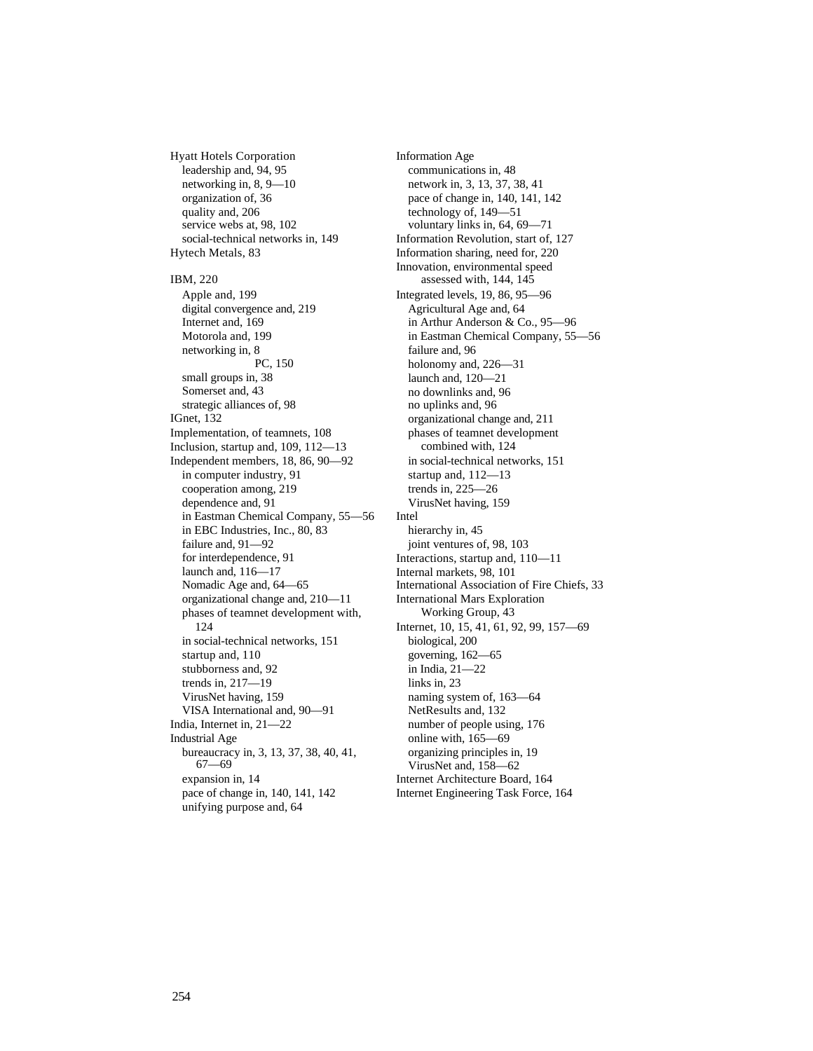Hyatt Hotels Corporation
- leadership and, 94, 95
- networking in, 8, 9—10
- organization of, 36
- quality and, 206
- service webs at, 98, 102
- social-technical networks in, 149

Hytech Metals, 83

IBM, 220
- Apple and, 199
- digital convergence and, 219
- Internet and, 169
- Motorola and, 199
- networking in, 8
- PC, 150
- small groups in, 38
- Somerset and, 43
- strategic alliances of, 98

IGnet, 132

Implementation, of teamnets, 108

Inclusion, startup and, 109, 112—13

Independent members, 18, 86, 90—92
- in computer industry, 91
- cooperation among, 219
- dependence and, 91
- in Eastman Chemical Company, 55—56
- in EBC Industries, Inc., 80, 83
- failure and, 91—92
- for interdependence, 91
- launch and, 116—17
- Nomadic Age and, 64—65
- organizational change and, 210—11
- phases of teamnet development with, 124
- in social-technical networks, 151
- startup and, 110
- stubborness and, 92
- trends in, 217—19
- VirusNet having, 159
- VISA International and, 90—91

India, Internet in, 21—22

Industrial Age
- bureaucracy in, 3, 13, 37, 38, 40, 41, 67—69
- expansion in, 14
- pace of change in, 140, 141, 142
- unifying purpose and, 64

Information Age
- communications in, 48
- network in, 3, 13, 37, 38, 41
- pace of change in, 140, 141, 142
- technology of, 149—51
- voluntary links in, 64, 69—71

Information Revolution, start of, 127

Information sharing, need for, 220

Innovation, environmental speed assessed with, 144, 145

Integrated levels, 19, 86, 95—96
- Agricultural Age and, 64
- in Arthur Anderson & Co., 95—96
- in Eastman Chemical Company, 55—56
- failure and, 96
- holonomy and, 226—31
- launch and, 120—21
- no downlinks and, 96
- no uplinks and, 96
- organizational change and, 211
- phases of teamnet development combined with, 124
- in social-technical networks, 151
- startup and, 112—13
- trends in, 225—26
- VirusNet having, 159

Intel
- hierarchy in, 45
- joint ventures of, 98, 103

Interactions, startup and, 110—11

Internal markets, 98, 101

International Association of Fire Chiefs, 33

International Mars Exploration Working Group, 43

Internet, 10, 15, 41, 61, 92, 99, 157—69
- biological, 200
- governing, 162—65
- in India, 21—22
- links in, 23
- naming system of, 163—64
- NetResults and, 132
- number of people using, 176
- online with, 165—69
- organizing principles in, 19
- VirusNet and, 158—62

Internet Architecture Board, 164

Internet Engineering Task Force, 164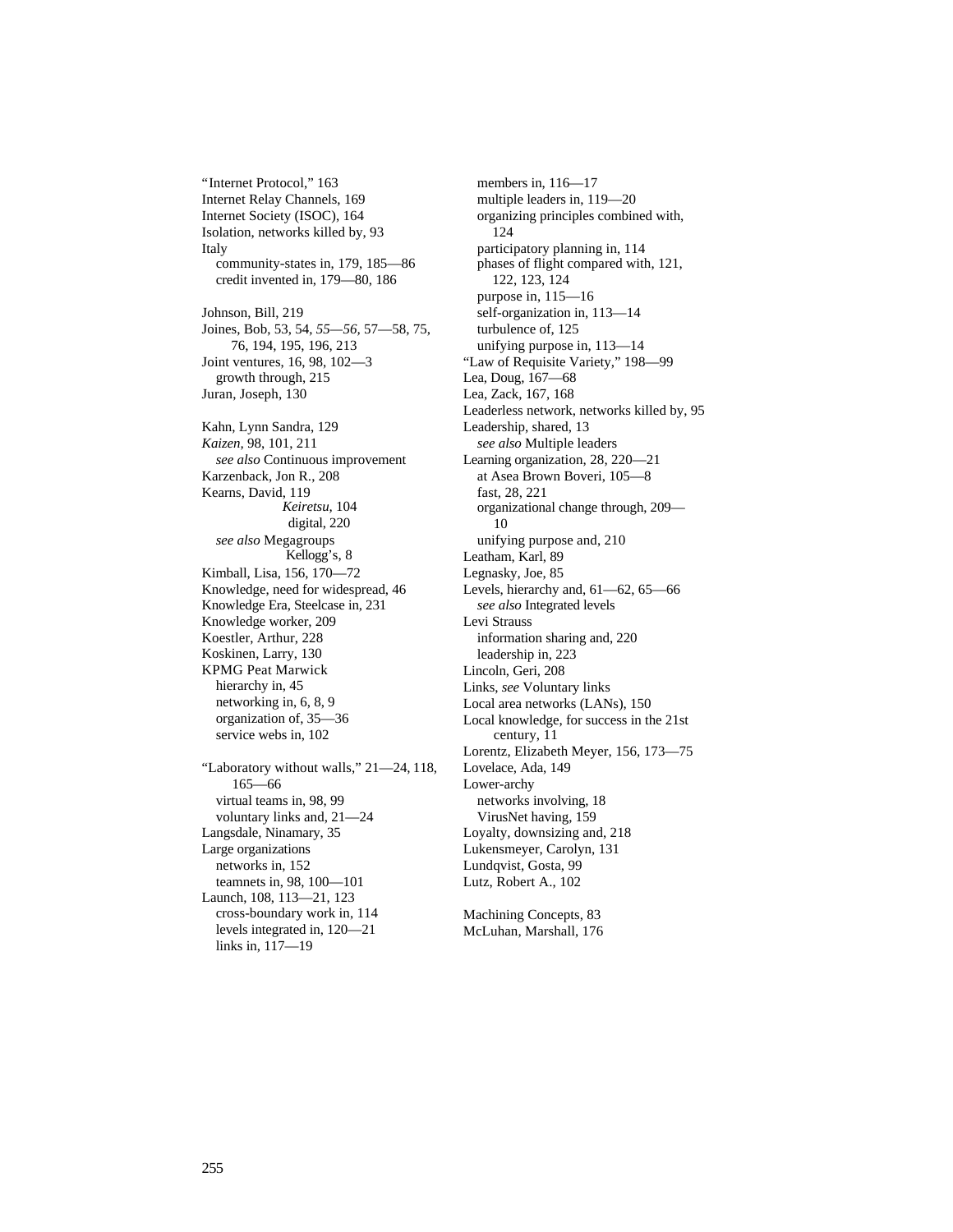"Internet Protocol," 163
Internet Relay Channels, 169
Internet Society (ISOC), 164
Isolation, networks killed by, 93
Italy
  community-states in, 179, 185—86
  credit invented in, 179—80, 186

Johnson, Bill, 219
Joines, Bob, 53, 54, *55—56*, 57—58, 75, 76, 194, 195, 196, 213
Joint ventures, 16, 98, 102—3
  growth through, 215
Juran, Joseph, 130

Kahn, Lynn Sandra, 129
*Kaizen,* 98, 101, 211
  *see also* Continuous improvement
Karzenback, Jon R., 208
Kearns, David, 119
*Keiretsu,* 104
  digital, 220
  *see also* Megagroups
Kellogg's, 8
Kimball, Lisa, 156, 170—72
Knowledge, need for widespread, 46
Knowledge Era, Steelcase in, 231
Knowledge worker, 209
Koestler, Arthur, 228
Koskinen, Larry, 130
KPMG Peat Marwick
  hierarchy in, 45
  networking in, 6, 8, 9
  organization of, 35—36
  service webs in, 102

"Laboratory without walls," 21—24, 118, 165—66
  virtual teams in, 98, 99
  voluntary links and, 21—24
Langsdale, Ninamary, 35
Large organizations
  networks in, 152
  teamnets in, 98, 100—101
Launch, 108, 113—21, 123
  cross-boundary work in, 114
  levels integrated in, 120—21
  links in, 117—19
  members in, 116—17
  multiple leaders in, 119—20
  organizing principles combined with, 124
  participatory planning in, 114
  phases of flight compared with, 121, 122, 123, 124
  purpose in, 115—16
  self-organization in, 113—14
  turbulence of, 125
  unifying purpose in, 113—14
"Law of Requisite Variety," 198—99
Lea, Doug, 167—68
Lea, Zack, 167, 168
Leaderless network, networks killed by, 95
Leadership, shared, 13
  *see also* Multiple leaders
Learning organization, 28, 220—21
  at Asea Brown Boveri, 105—8
  fast, 28, 221
  organizational change through, 209—10
  unifying purpose and, 210
Leatham, Karl, 89
Legnasky, Joe, 85
Levels, hierarchy and, 61—62, 65—66
  *see also* Integrated levels
Levi Strauss
  information sharing and, 220
  leadership in, 223
Lincoln, Geri, 208
Links, *see* Voluntary links
Local area networks (LANs), 150
Local knowledge, for success in the 21st century, 11
Lorentz, Elizabeth Meyer, 156, 173—75
Lovelace, Ada, 149
Lower-archy
  networks involving, 18
  VirusNet having, 159
Loyalty, downsizing and, 218
Lukensmeyer, Carolyn, 131
Lundqvist, Gosta, 99
Lutz, Robert A., 102

Machining Concepts, 83
McLuhan, Marshall, 176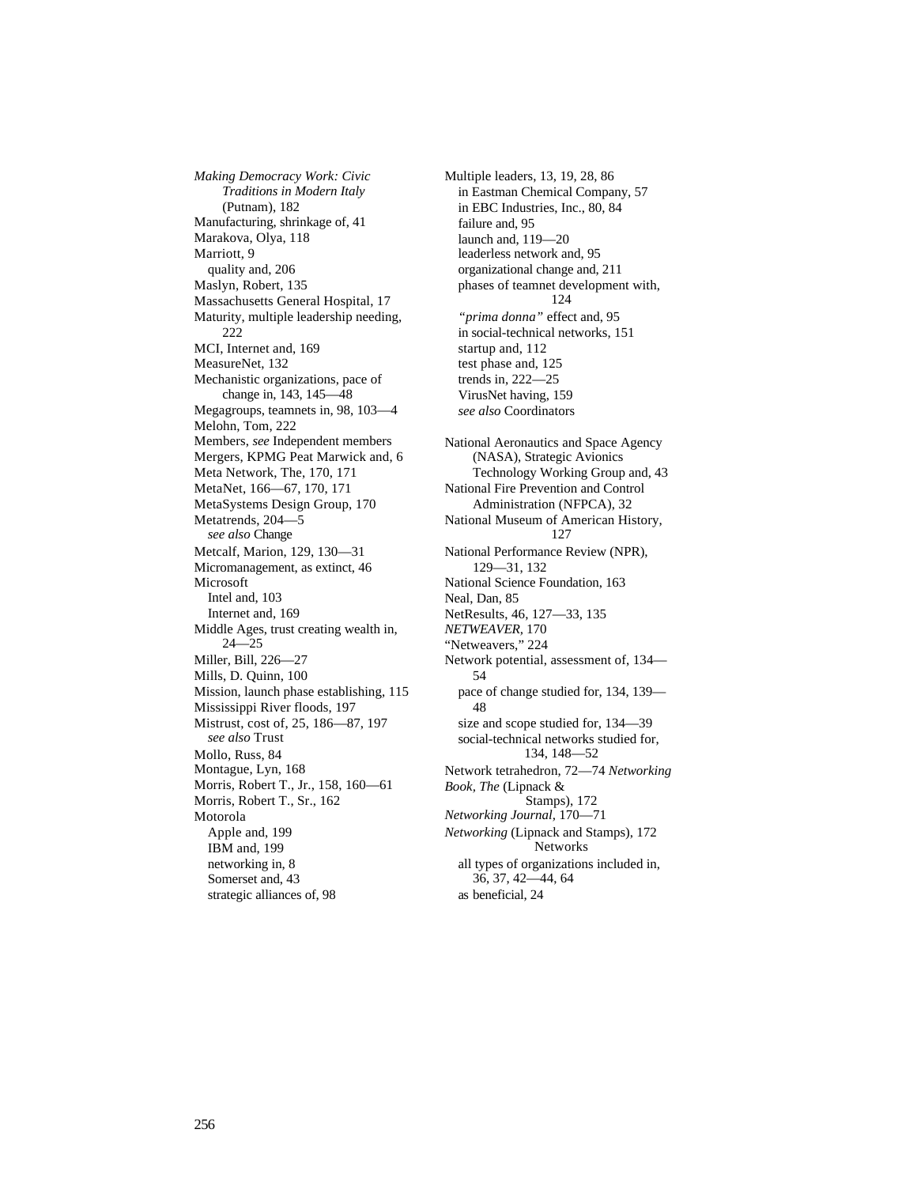*Making Democracy Work: Civic Traditions in Modern Italy* (Putnam), 182
Manufacturing, shrinkage of, 41
Marakova, Olya, 118
Marriott, 9
  quality and, 206
Maslyn, Robert, 135
Massachusetts General Hospital, 17
Maturity, multiple leadership needing, 222
MCI, Internet and, 169
MeasureNet, 132
Mechanistic organizations, pace of change in, 143, 145—48
Megagroups, teamnets in, 98, 103—4
Melohn, Tom, 222
Members, *see* Independent members
Mergers, KPMG Peat Marwick and, 6
Meta Network, The, 170, 171
MetaNet, 166—67, 170, 171
MetaSystems Design Group, 170
Metatrends, 204—5
  *see also* Change
Metcalf, Marion, 129, 130—31
Micromanagement, as extinct, 46
Microsoft
  Intel and, 103
  Internet and, 169
Middle Ages, trust creating wealth in, 24—25
Miller, Bill, 226—27
Mills, D. Quinn, 100
Mission, launch phase establishing, 115
Mississippi River floods, 197
Mistrust, cost of, 25, 186—87, 197
  *see also* Trust
Mollo, Russ, 84
Montague, Lyn, 168
Morris, Robert T., Jr., 158, 160—61
Morris, Robert T., Sr., 162
Motorola
  Apple and, 199
  IBM and, 199
  networking in, 8
  Somerset and, 43
  strategic alliances of, 98

Multiple leaders, 13, 19, 28, 86
  in Eastman Chemical Company, 57
  in EBC Industries, Inc., 80, 84
  failure and, 95
  launch and, 119—20
  leaderless network and, 95
  organizational change and, 211
  phases of teamnet development with, 124
  *"prima donna"* effect and, 95
  in social-technical networks, 151
  startup and, 112
  test phase and, 125
  trends in, 222—25
  VirusNet having, 159
  *see also* Coordinators

National Aeronautics and Space Agency (NASA), Strategic Avionics Technology Working Group and, 43
National Fire Prevention and Control Administration (NFPCA), 32
National Museum of American History, 127
National Performance Review (NPR), 129—31, 132
National Science Foundation, 163
Neal, Dan, 85
NetResults, 46, 127—33, 135
*NETWEAVER*, 170
"Netweavers," 224
Network potential, assessment of, 134—54
  pace of change studied for, 134, 139—48
  size and scope studied for, 134—39
  social-technical networks studied for, 134, 148—52
Network tetrahedron, 72—74
*Networking Book, The* (Lipnack & Stamps), 172
*Networking Journal*, 170—71
*Networking* (Lipnack and Stamps), 172
Networks
  all types of organizations included in, 36, 37, 42—44, 64
  as beneficial, 24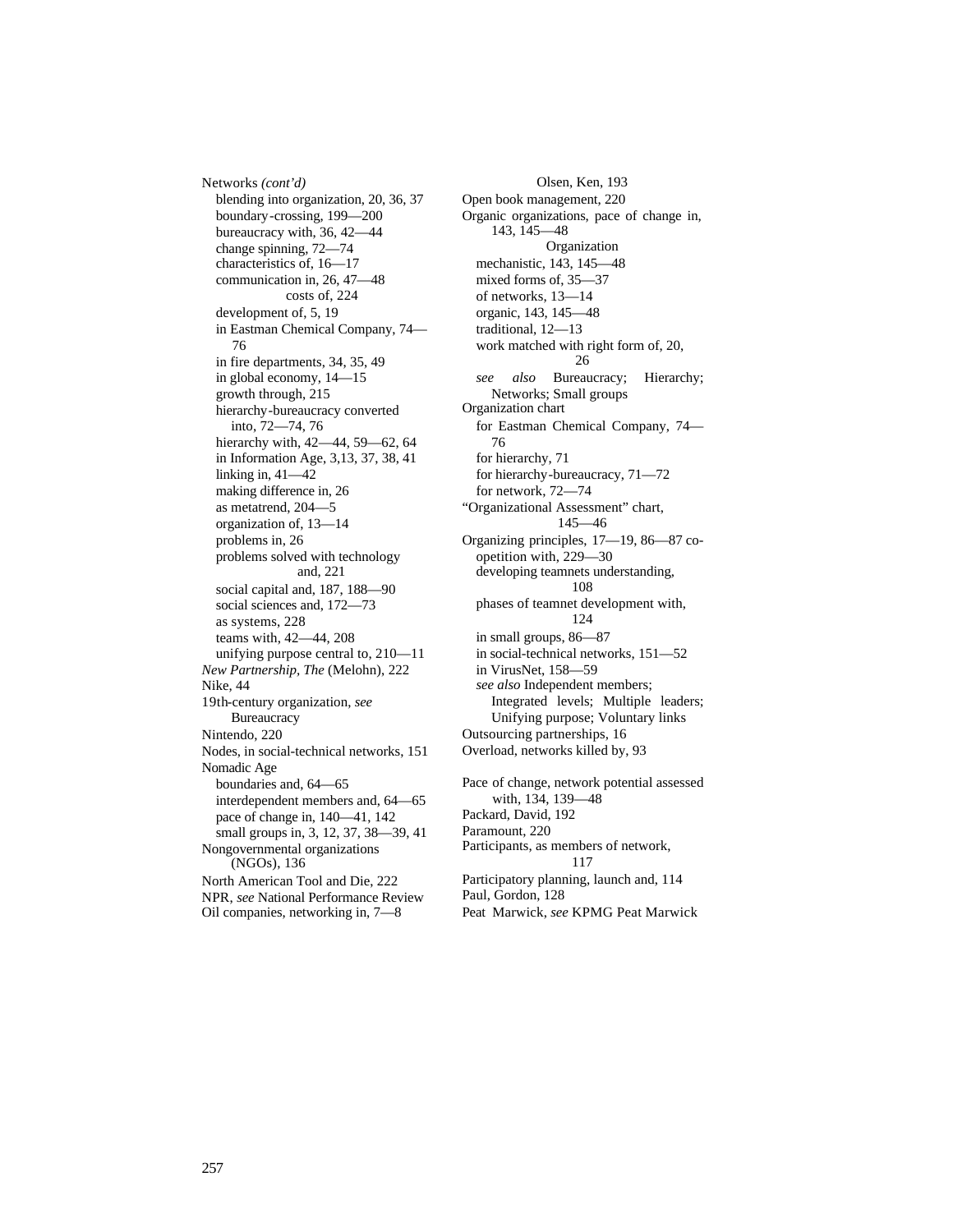Networks *(cont'd)*
- blending into organization, 20, 36, 37
- boundary-crossing, 199—200
- bureaucracy with, 36, 42—44
- change spinning, 72—74
- characteristics of, 16—17
- communication in, 26, 47—48
  - costs of, 224
- development of, 5, 19
- in Eastman Chemical Company, 74—76
- in fire departments, 34, 35, 49
- in global economy, 14—15
- growth through, 215
- hierarchy-bureaucracy converted into, 72—74, 76
- hierarchy with, 42—44, 59—62, 64
- in Information Age, 3,13, 37, 38, 41
- linking in, 41—42
- making difference in, 26
- as metatrend, 204—5
- organization of, 13—14
- problems in, 26
- problems solved with technology and, 221
- social capital and, 187, 188—90
- social sciences and, 172—73
- as systems, 228
- teams with, 42—44, 208
- unifying purpose central to, 210—11

*New Partnership, The* (Melohn), 222

Nike, 44

19th-century organization, *see* Bureaucracy

Nintendo, 220

Nodes, in social-technical networks, 151

Nomadic Age
- boundaries and, 64—65
- interdependent members and, 64—65
- pace of change in, 140—41, 142
- small groups in, 3, 12, 37, 38—39, 41

Nongovernmental organizations (NGOs), 136

North American Tool and Die, 222

NPR, *see* National Performance Review

Oil companies, networking in, 7—8

Olsen, Ken, 193

Open book management, 220

Organic organizations, pace of change in, 143, 145—48

Organization
- mechanistic, 143, 145—48
- mixed forms of, 35—37
- of networks, 13—14
- organic, 143, 145—48
- traditional, 12—13
- work matched with right form of, 20, 26
- *see also* Bureaucracy; Hierarchy; Networks; Small groups

Organization chart
- for Eastman Chemical Company, 74—76
- for hierarchy, 71
- for hierarchy-bureaucracy, 71—72
- for network, 72—74

"Organizational Assessment" chart, 145—46

Organizing principles, 17—19, 86—87 co-opetition with, 229—30
- developing teamnets understanding, 108
- phases of teamnet development with, 124
- in small groups, 86—87
- in social-technical networks, 151—52
- in VirusNet, 158—59
- *see also* Independent members; Integrated levels; Multiple leaders; Unifying purpose; Voluntary links

Outsourcing partnerships, 16

Overload, networks killed by, 93

Pace of change, network potential assessed with, 134, 139—48

Packard, David, 192

Paramount, 220

Participants, as members of network, 117

Participatory planning, launch and, 114

Paul, Gordon, 128

Peat Marwick, *see* KPMG Peat Marwick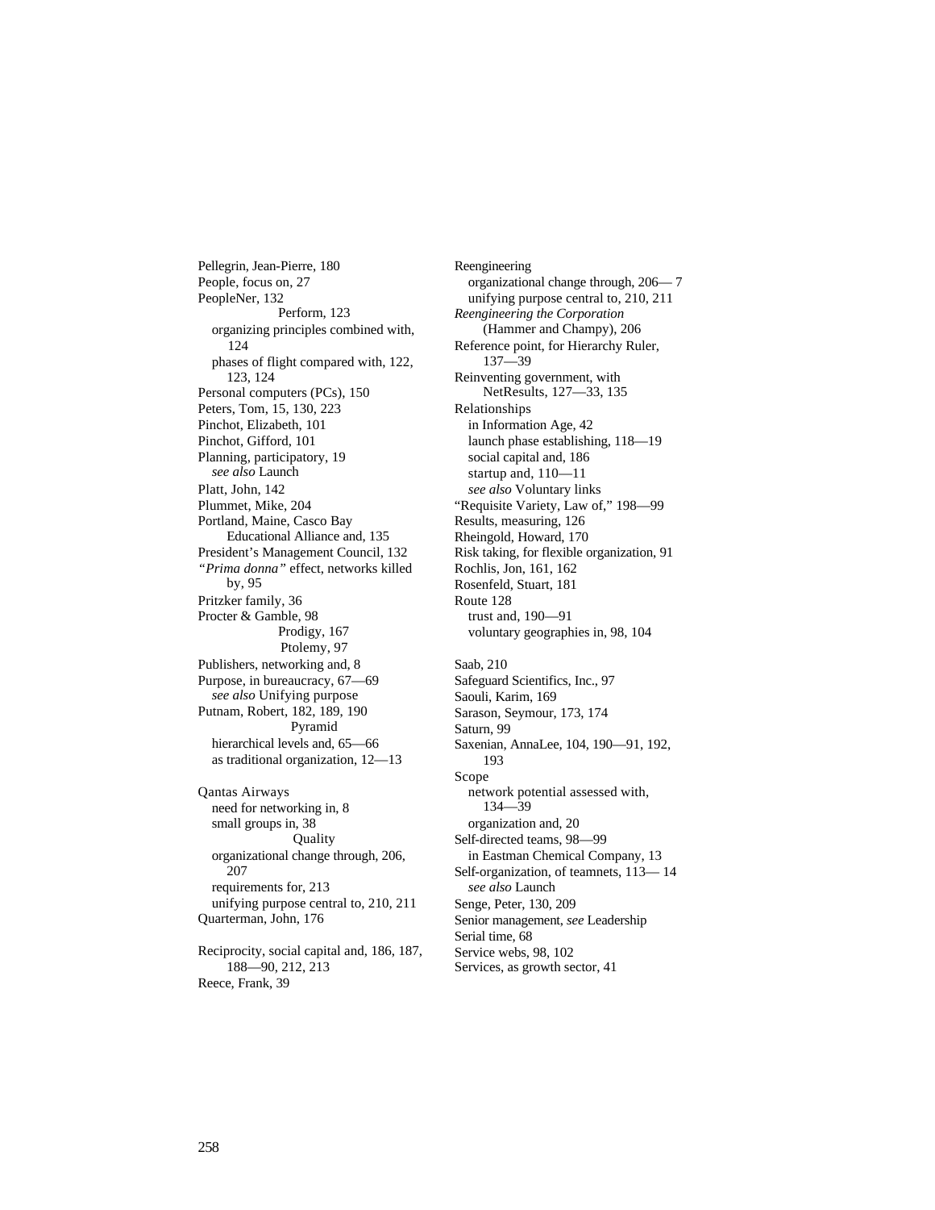Pellegrin, Jean-Pierre, 180
People, focus on, 27
PeopleNer, 132
Perform, 123
  organizing principles combined with, 124
  phases of flight compared with, 122, 123, 124
Personal computers (PCs), 150
Peters, Tom, 15, 130, 223
Pinchot, Elizabeth, 101
Pinchot, Gifford, 101
Planning, participatory, 19
  *see also* Launch
Platt, John, 142
Plummet, Mike, 204
Portland, Maine, Casco Bay Educational Alliance and, 135
President's Management Council, 132
*"Prima donna"* effect, networks killed by, 95
Pritzker family, 36
Procter & Gamble, 98
Prodigy, 167
Ptolemy, 97
Publishers, networking and, 8
Purpose, in bureaucracy, 67—69
  *see also* Unifying purpose
Putnam, Robert, 182, 189, 190
Pyramid
  hierarchical levels and, 65—66
  as traditional organization, 12—13

Qantas Airways
  need for networking in, 8
  small groups in, 38
Quality
  organizational change through, 206, 207
  requirements for, 213
  unifying purpose central to, 210, 211
Quarterman, John, 176

Reciprocity, social capital and, 186, 187, 188—90, 212, 213
Reece, Frank, 39
Reengineering
  organizational change through, 206— 7
  unifying purpose central to, 210, 211
*Reengineering the Corporation* (Hammer and Champy), 206
Reference point, for Hierarchy Ruler, 137—39
Reinventing government, with NetResults, 127—33, 135
Relationships
  in Information Age, 42
  launch phase establishing, 118—19
  social capital and, 186
  startup and, 110—11
  *see also* Voluntary links
"Requisite Variety, Law of," 198—99
Results, measuring, 126
Rheingold, Howard, 170
Risk taking, for flexible organization, 91
Rochlis, Jon, 161, 162
Rosenfeld, Stuart, 181
Route 128
  trust and, 190—91
  voluntary geographies in, 98, 104

Saab, 210
Safeguard Scientifics, Inc., 97
Saouli, Karim, 169
Sarason, Seymour, 173, 174
Saturn, 99
Saxenian, AnnaLee, 104, 190—91, 192, 193
Scope
  network potential assessed with, 134—39
  organization and, 20
Self-directed teams, 98—99
  in Eastman Chemical Company, 13
Self-organization, of teamnets, 113— 14
  *see also* Launch
Senge, Peter, 130, 209
Senior management, *see* Leadership
Serial time, 68
Service webs, 98, 102
Services, as growth sector, 41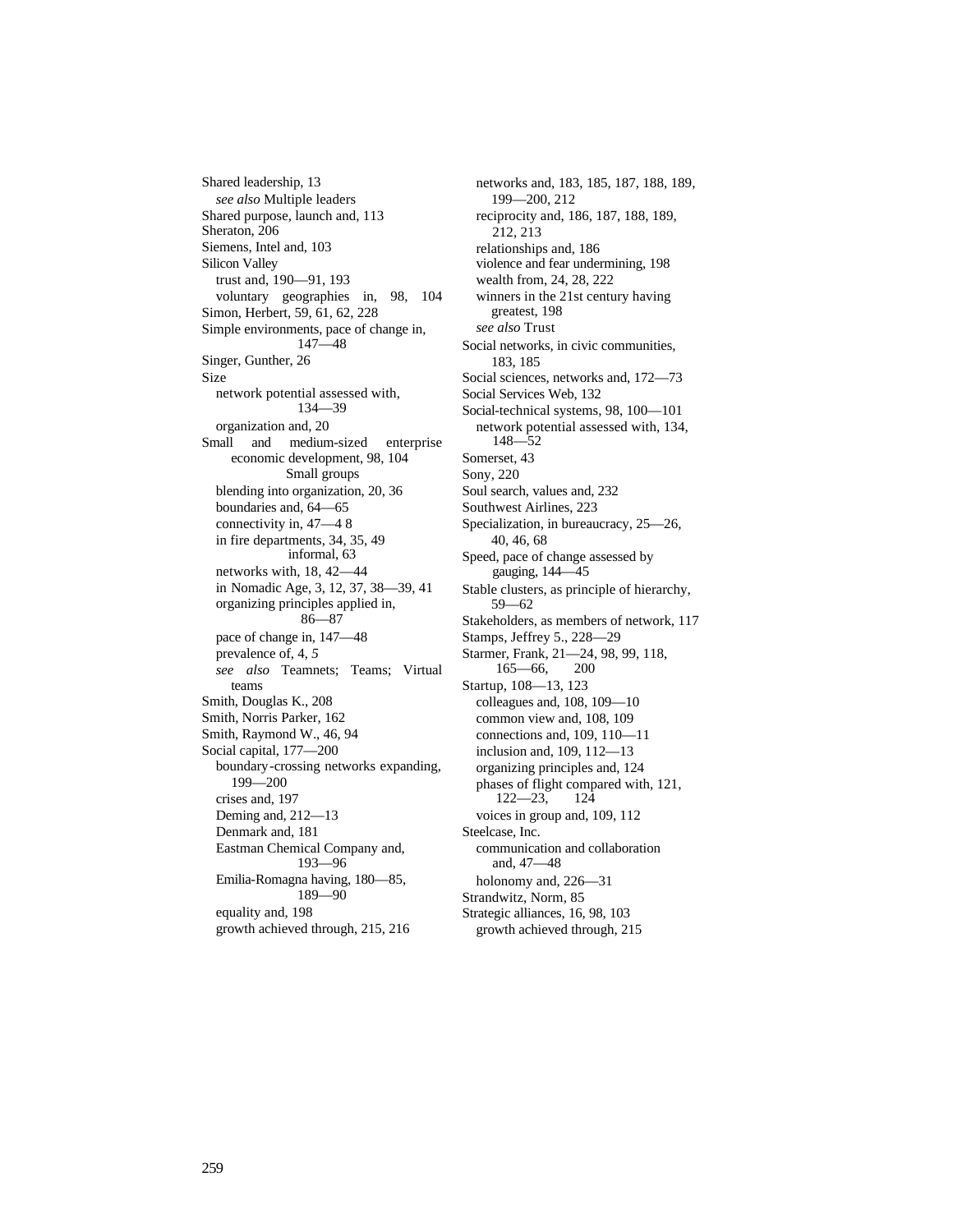Shared leadership, 13
  *see also* Multiple leaders
Shared purpose, launch and, 113
Sheraton, 206
Siemens, Intel and, 103
Silicon Valley
  trust and, 190—91, 193
  voluntary geographies in, 98, 104
Simon, Herbert, 59, 61, 62, 228
Simple environments, pace of change in, 147—48
Singer, Gunther, 26
Size
  network potential assessed with, 134—39
  organization and, 20
Small and medium-sized enterprise economic development, 98, 104
Small groups
  blending into organization, 20, 36
  boundaries and, 64—65
  connectivity in, 47—4 8
  in fire departments, 34, 35, 49
  informal, 63
  networks with, 18, 42—44
  in Nomadic Age, 3, 12, 37, 38—39, 41
  organizing principles applied in, 86—87
  pace of change in, 147—48
  prevalence of, 4, *5*
  *see also* Teamnets; Teams; Virtual teams
Smith, Douglas K., 208
Smith, Norris Parker, 162
Smith, Raymond W., 46, 94
Social capital, 177—200
  boundary-crossing networks expanding, 199—200
  crises and, 197
  Deming and, 212—13
  Denmark and, 181
  Eastman Chemical Company and, 193—96
  Emilia-Romagna having, 180—85, 189—90
  equality and, 198
  growth achieved through, 215, 216
  networks and, 183, 185, 187, 188, 189, 199—200, 212
  reciprocity and, 186, 187, 188, 189, 212, 213
  relationships and, 186
  violence and fear undermining, 198
  wealth from, 24, 28, 222
  winners in the 21st century having greatest, 198
  *see also* Trust
Social networks, in civic communities, 183, 185
Social sciences, networks and, 172—73
Social Services Web, 132
Social-technical systems, 98, 100—101
  network potential assessed with, 134, 148—52
Somerset, 43
Sony, 220
Soul search, values and, 232
Southwest Airlines, 223
Specialization, in bureaucracy, 25—26, 40, 46, 68
Speed, pace of change assessed by gauging, 144—45
Stable clusters, as principle of hierarchy, 59—62
Stakeholders, as members of network, 117
Stamps, Jeffrey 5., 228—29
Starmer, Frank, 21—24, 98, 99, 118, 165—66, 200
Startup, 108—13, 123
  colleagues and, 108, 109—10
  common view and, 108, 109
  connections and, 109, 110—11
  inclusion and, 109, 112—13
  organizing principles and, 124
  phases of flight compared with, 121, 122—23, 124
  voices in group and, 109, 112
Steelcase, Inc.
  communication and collaboration and, 47—48
  holonomy and, 226—31
Strandwitz, Norm, 85
Strategic alliances, 16, 98, 103
  growth achieved through, 215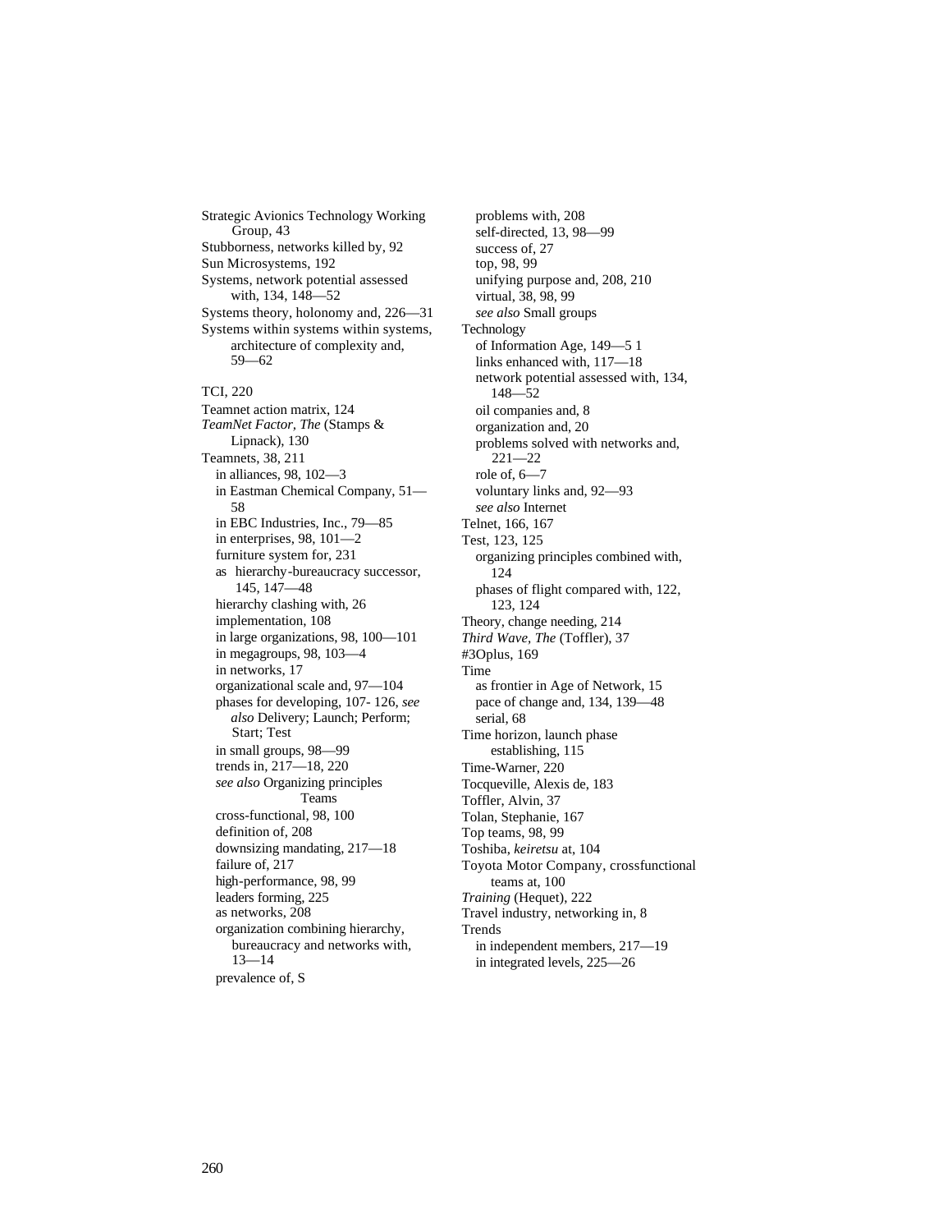Strategic Avionics Technology Working Group, 43
Stubbornness, networks killed by, 92
Sun Microsystems, 192
Systems, network potential assessed with, 134, 148—52
Systems theory, holonomy and, 226—31
Systems within systems within systems, architecture of complexity and, 59—62

TCI, 220
Teamnet action matrix, 124
*TeamNet Factor, The* (Stamps & Lipnack), 130
Teamnets, 38, 211
  in alliances, 98, 102—3
  in Eastman Chemical Company, 51—58
  in EBC Industries, Inc., 79—85
  in enterprises, 98, 101—2
  furniture system for, 231
  as hierarchy-bureaucracy successor, 145, 147—48
  hierarchy clashing with, 26
  implementation, 108
  in large organizations, 98, 100—101
  in megagroups, 98, 103—4
  in networks, 17
  organizational scale and, 97—104
  phases for developing, 107- 126, *see also* Delivery; Launch; Perform; Start; Test
  in small groups, 98—99
  trends in, 217—18, 220
  *see also* Organizing principles
Teams
  cross-functional, 98, 100
  definition of, 208
  downsizing mandating, 217—18
  failure of, 217
  high-performance, 98, 99
  leaders forming, 225
  as networks, 208
  organization combining hierarchy, bureaucracy and networks with, 13—14
  prevalence of, S
  problems with, 208
  self-directed, 13, 98—99
  success of, 27
  top, 98, 99
  unifying purpose and, 208, 210
  virtual, 38, 98, 99
  *see also* Small groups
Technology
  of Information Age, 149—5 1
  links enhanced with, 117—18
  network potential assessed with, 134, 148—52
  oil companies and, 8
  organization and, 20
  problems solved with networks and, 221—22
  role of, 6—7
  voluntary links and, 92—93
  *see also* Internet
Telnet, 166, 167
Test, 123, 125
  organizing principles combined with, 124
  phases of flight compared with, 122, 123, 124
Theory, change needing, 214
*Third Wave, The* (Toffler), 37
#3Oplus, 169
Time
  as frontier in Age of Network, 15
  pace of change and, 134, 139—48
  serial, 68
Time horizon, launch phase establishing, 115
Time-Warner, 220
Tocqueville, Alexis de, 183
Toffler, Alvin, 37
Tolan, Stephanie, 167
Top teams, 98, 99
Toshiba, *keiretsu* at, 104
Toyota Motor Company, crossfunctional teams at, 100
*Training* (Hequet), 222
Travel industry, networking in, 8
Trends
  in independent members, 217—19
  in integrated levels, 225—26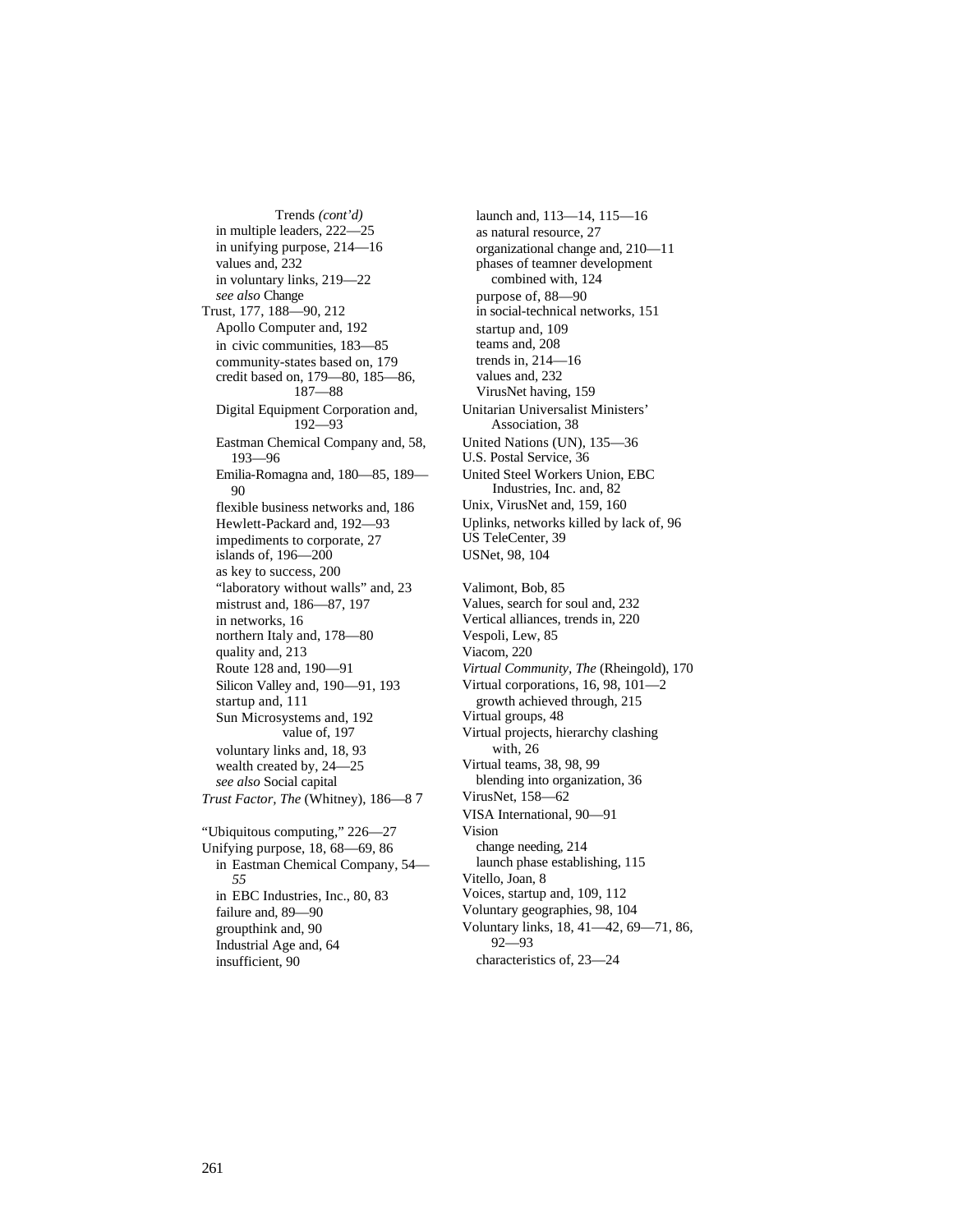Trends *(cont'd)*
- in multiple leaders, 222—25
- in unifying purpose, 214—16
- values and, 232
- in voluntary links, 219—22
- *see also* Change

Trust, 177, 188—90, 212
- Apollo Computer and, 192
- in civic communities, 183—85
- community-states based on, 179
- credit based on, 179—80, 185—86, 187—88
- Digital Equipment Corporation and, 192—93
- Eastman Chemical Company and, 58, 193—96
- Emilia-Romagna and, 180—85, 189—90
- flexible business networks and, 186
- Hewlett-Packard and, 192—93
- impediments to corporate, 27
- islands of, 196—200
- as key to success, 200
- "laboratory without walls" and, 23
- mistrust and, 186—87, 197
- in networks, 16
- northern Italy and, 178—80
- quality and, 213
- Route 128 and, 190—91
- Silicon Valley and, 190—91, 193
- startup and, 111
- Sun Microsystems and, 192
- value of, 197
- voluntary links and, 18, 93
- wealth created by, 24—25
- *see also* Social capital

*Trust Factor, The* (Whitney), 186—8 7

"Ubiquitous computing," 226—27

Unifying purpose, 18, 68—69, 86
- in Eastman Chemical Company, 54—*55*
- in EBC Industries, Inc., 80, 83
- failure and, 89—90
- groupthink and, 90
- Industrial Age and, 64
- insufficient, 90
- launch and, 113—14, 115—16
- as natural resource, 27
- organizational change and, 210—11
- phases of teamner development combined with, 124
- purpose of, 88—90
- in social-technical networks, 151
- startup and, 109
- teams and, 208
- trends in, 214—16
- values and, 232
- VirusNet having, 159

Unitarian Universalist Ministers' Association, 38

United Nations (UN), 135—36

U.S. Postal Service, 36

United Steel Workers Union, EBC Industries, Inc. and, 82

Unix, VirusNet and, 159, 160

Uplinks, networks killed by lack of, 96

US TeleCenter, 39

USNet, 98, 104

Valimont, Bob, 85

Values, search for soul and, 232

Vertical alliances, trends in, 220

Vespoli, Lew, 85

Viacom, 220

*Virtual Community, The* (Rheingold), 170

Virtual corporations, 16, 98, 101—2
- growth achieved through, 215

Virtual groups, 48

Virtual projects, hierarchy clashing with, 26

Virtual teams, 38, 98, 99
- blending into organization, 36

VirusNet, 158—62

VISA International, 90—91

Vision
- change needing, 214
- launch phase establishing, 115

Vitello, Joan, 8

Voices, startup and, 109, 112

Voluntary geographies, 98, 104

Voluntary links, 18, 41—42, 69—71, 86, 92—93
- characteristics of, 23—24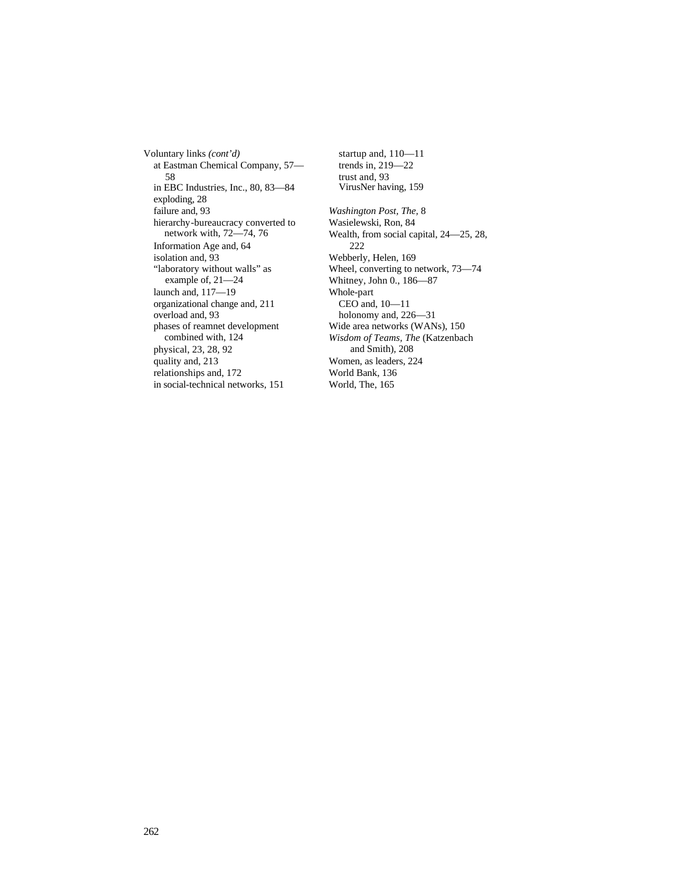Voluntary links *(cont'd)*
  at Eastman Chemical Company, 57—58
  in EBC Industries, Inc., 80, 83—84
  exploding, 28
  failure and, 93
  hierarchy-bureaucracy converted to network with, 72—74, 76
  Information Age and, 64
  isolation and, 93
  "laboratory without walls" as example of, 21—24
  launch and, 117—19
  organizational change and, 211
  overload and, 93
  phases of reamnet development combined with, 124
  physical, 23, 28, 92
  quality and, 213
  relationships and, 172
  in social-technical networks, 151
  startup and, 110—11
  trends in, 219—22
  trust and, 93
  VirusNer having, 159

*Washington Post, The*, 8
Wasielewski, Ron, 84
Wealth, from social capital, 24—25, 28, 222
Webberly, Helen, 169
Wheel, converting to network, 73—74
Whitney, John 0., 186—87
Whole-part
  CEO and, 10—11
  holonomy and, 226—31
Wide area networks (WANs), 150
*Wisdom of Teams, The* (Katzenbach and Smith), 208
Women, as leaders, 224
World Bank, 136
World, The, 165